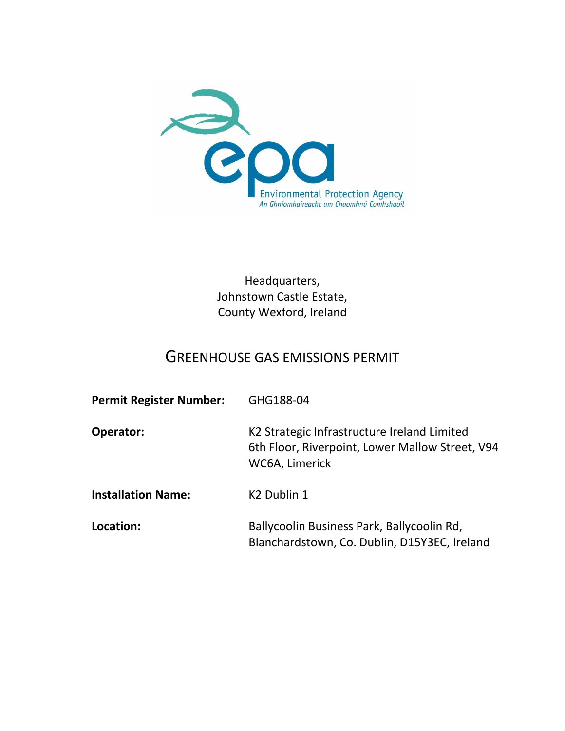Environmental Protection Agency
An Ghníomhaireacht um Chaomhnú Comhshaoil

Headquarters,
Johnstown Castle Estate,
County Wexford, Ireland

# GREENHOUSE GAS EMISSIONS PERMIT

| | |
|---|---|
| **Permit Register Number:** | GHG188-04 |
| **Operator:** | K2 Strategic Infrastructure Ireland Limited<br>6th Floor, Riverpoint, Lower Mallow Street, V94 WC6A, Limerick |
| **Installation Name:** | K2 Dublin 1 |
| **Location:** | Ballycoolin Business Park, Ballycoolin Rd, Blanchardstown, Co. Dublin, D15Y3EC, Ireland |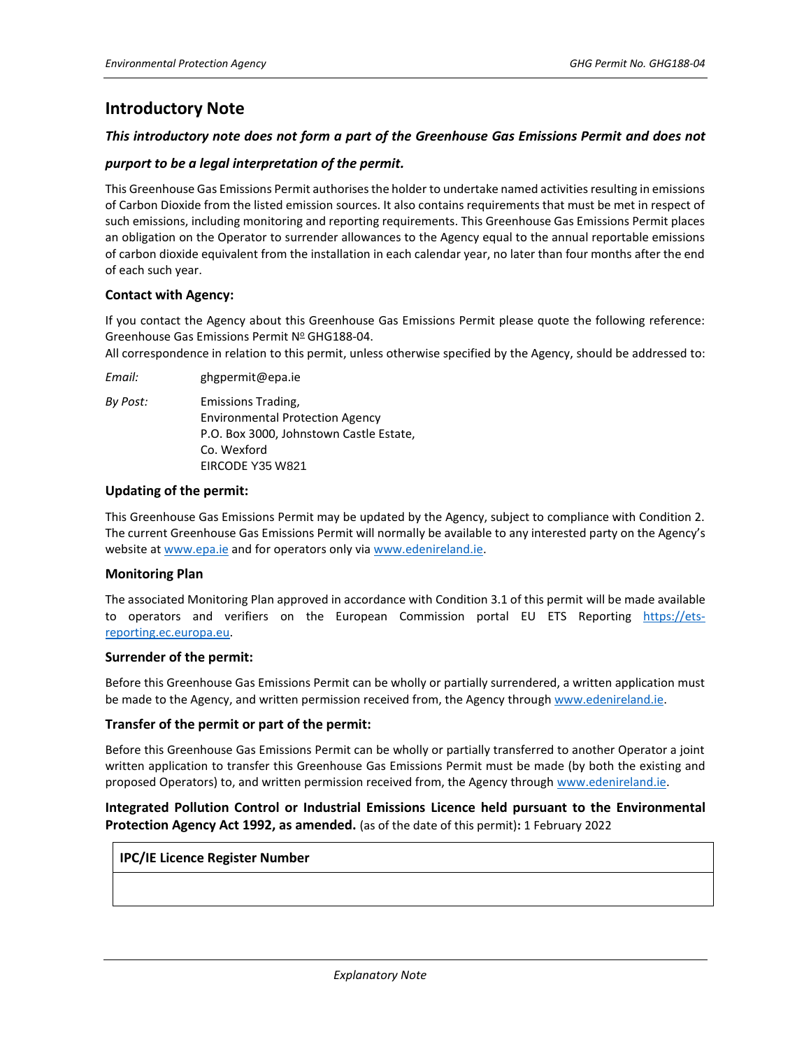## Introductory Note

***This introductory note does not form a part of the Greenhouse Gas Emissions Permit and does not purport to be a legal interpretation of the permit.***

This Greenhouse Gas Emissions Permit authorises the holder to undertake named activities resulting in emissions of Carbon Dioxide from the listed emission sources. It also contains requirements that must be met in respect of such emissions, including monitoring and reporting requirements. This Greenhouse Gas Emissions Permit places an obligation on the Operator to surrender allowances to the Agency equal to the annual reportable emissions of carbon dioxide equivalent from the installation in each calendar year, no later than four months after the end of each such year.

### Contact with Agency:

If you contact the Agency about this Greenhouse Gas Emissions Permit please quote the following reference: Greenhouse Gas Emissions Permit № GHG188-04.

All correspondence in relation to this permit, unless otherwise specified by the Agency, should be addressed to:

*Email:* ghgpermit@epa.ie

*By Post:* Emissions Trading,
Environmental Protection Agency
P.O. Box 3000, Johnstown Castle Estate,
Co. Wexford
EIRCODE Y35 W821

### Updating of the permit:

This Greenhouse Gas Emissions Permit may be updated by the Agency, subject to compliance with Condition 2. The current Greenhouse Gas Emissions Permit will normally be available to any interested party on the Agency's website at www.epa.ie and for operators only via www.edenireland.ie.

### Monitoring Plan

The associated Monitoring Plan approved in accordance with Condition 3.1 of this permit will be made available to operators and verifiers on the European Commission portal EU ETS Reporting https://ets-reporting.ec.europa.eu.

### Surrender of the permit:

Before this Greenhouse Gas Emissions Permit can be wholly or partially surrendered, a written application must be made to the Agency, and written permission received from, the Agency through www.edenireland.ie.

### Transfer of the permit or part of the permit:

Before this Greenhouse Gas Emissions Permit can be wholly or partially transferred to another Operator a joint written application to transfer this Greenhouse Gas Emissions Permit must be made (by both the existing and proposed Operators) to, and written permission received from, the Agency through www.edenireland.ie.

**Integrated Pollution Control or Industrial Emissions Licence held pursuant to the Environmental Protection Agency Act 1992, as amended.** (as of the date of this permit)**:** 1 February 2022

| IPC/IE Licence Register Number |
| --- |
| |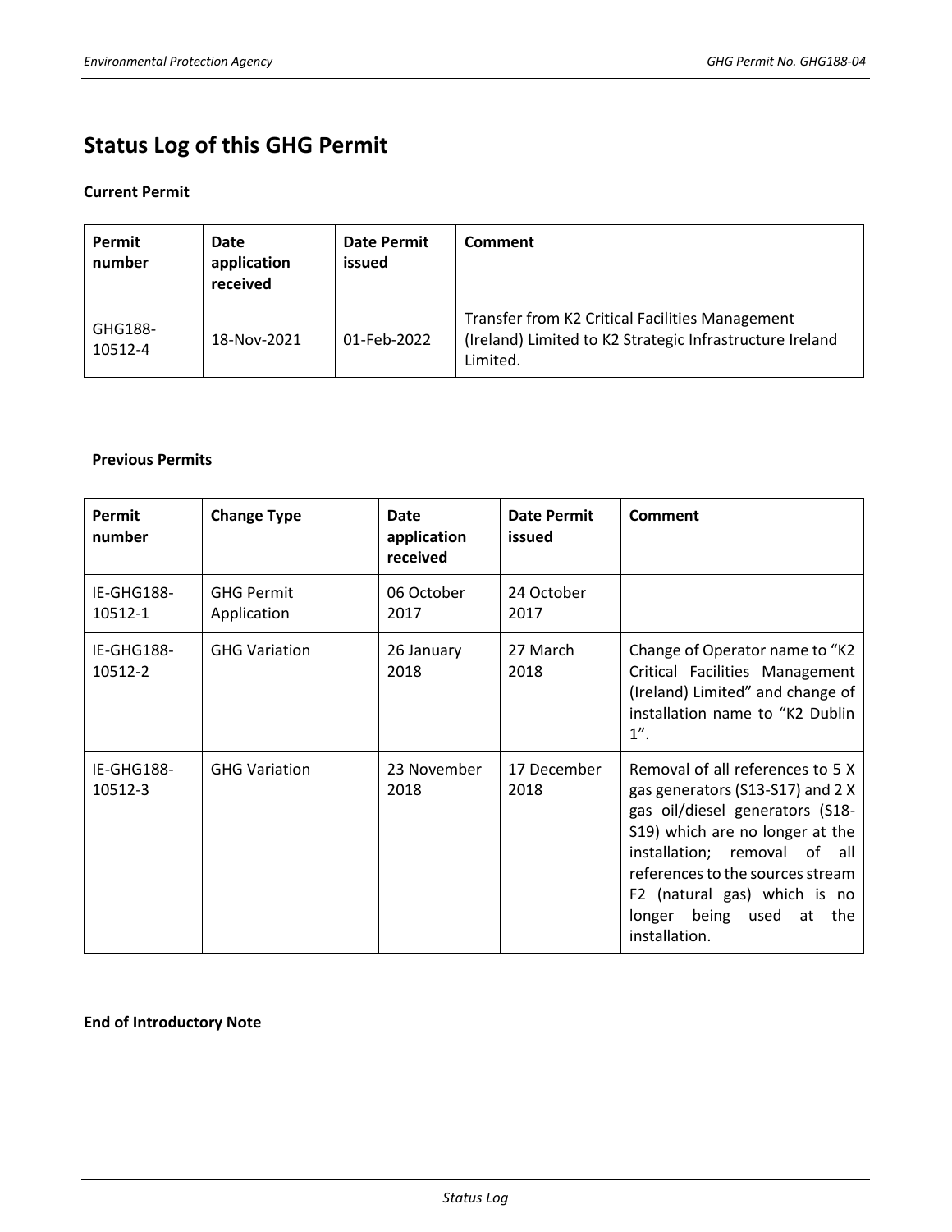# Status Log of this GHG Permit

**Current Permit**

| Permit number | Date application received | Date Permit issued | Comment |
|---|---|---|---|
| GHG188-10512-4 | 18-Nov-2021 | 01-Feb-2022 | Transfer from K2 Critical Facilities Management (Ireland) Limited to K2 Strategic Infrastructure Ireland Limited. |

**Previous Permits**

| Permit number | Change Type | Date application received | Date Permit issued | Comment |
|---|---|---|---|---|
| IE-GHG188-10512-1 | GHG Permit Application | 06 October 2017 | 24 October 2017 | |
| IE-GHG188-10512-2 | GHG Variation | 26 January 2018 | 27 March 2018 | Change of Operator name to "K2 Critical Facilities Management (Ireland) Limited" and change of installation name to "K2 Dublin 1". |
| IE-GHG188-10512-3 | GHG Variation | 23 November 2018 | 17 December 2018 | Removal of all references to 5 X gas generators (S13-S17) and 2 X gas oil/diesel generators (S18-S19) which are no longer at the installation; removal of all references to the sources stream F2 (natural gas) which is no longer being used at the installation. |

**End of Introductory Note**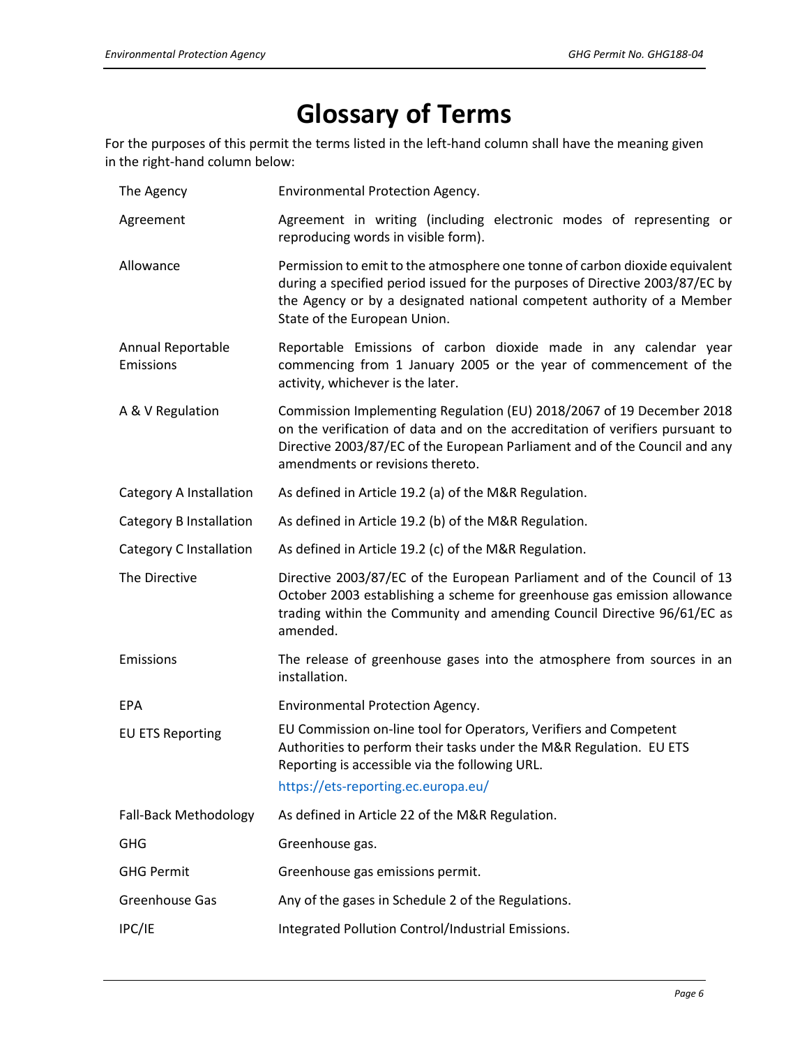# Glossary of Terms

For the purposes of this permit the terms listed in the left-hand column shall have the meaning given in the right-hand column below:

| | |
|---|---|
| The Agency | Environmental Protection Agency. |
| Agreement | Agreement in writing (including electronic modes of representing or reproducing words in visible form). |
| Allowance | Permission to emit to the atmosphere one tonne of carbon dioxide equivalent during a specified period issued for the purposes of Directive 2003/87/EC by the Agency or by a designated national competent authority of a Member State of the European Union. |
| Annual Reportable Emissions | Reportable Emissions of carbon dioxide made in any calendar year commencing from 1 January 2005 or the year of commencement of the activity, whichever is the later. |
| A & V Regulation | Commission Implementing Regulation (EU) 2018/2067 of 19 December 2018 on the verification of data and on the accreditation of verifiers pursuant to Directive 2003/87/EC of the European Parliament and of the Council and any amendments or revisions thereto. |
| Category A Installation | As defined in Article 19.2 (a) of the M&R Regulation. |
| Category B Installation | As defined in Article 19.2 (b) of the M&R Regulation. |
| Category C Installation | As defined in Article 19.2 (c) of the M&R Regulation. |
| The Directive | Directive 2003/87/EC of the European Parliament and of the Council of 13 October 2003 establishing a scheme for greenhouse gas emission allowance trading within the Community and amending Council Directive 96/61/EC as amended. |
| Emissions | The release of greenhouse gases into the atmosphere from sources in an installation. |
| EPA | Environmental Protection Agency. |
| EU ETS Reporting | EU Commission on-line tool for Operators, Verifiers and Competent Authorities to perform their tasks under the M&R Regulation. EU ETS Reporting is accessible via the following URL. https://ets-reporting.ec.europa.eu/ |
| Fall-Back Methodology | As defined in Article 22 of the M&R Regulation. |
| GHG | Greenhouse gas. |
| GHG Permit | Greenhouse gas emissions permit. |
| Greenhouse Gas | Any of the gases in Schedule 2 of the Regulations. |
| IPC/IE | Integrated Pollution Control/Industrial Emissions. |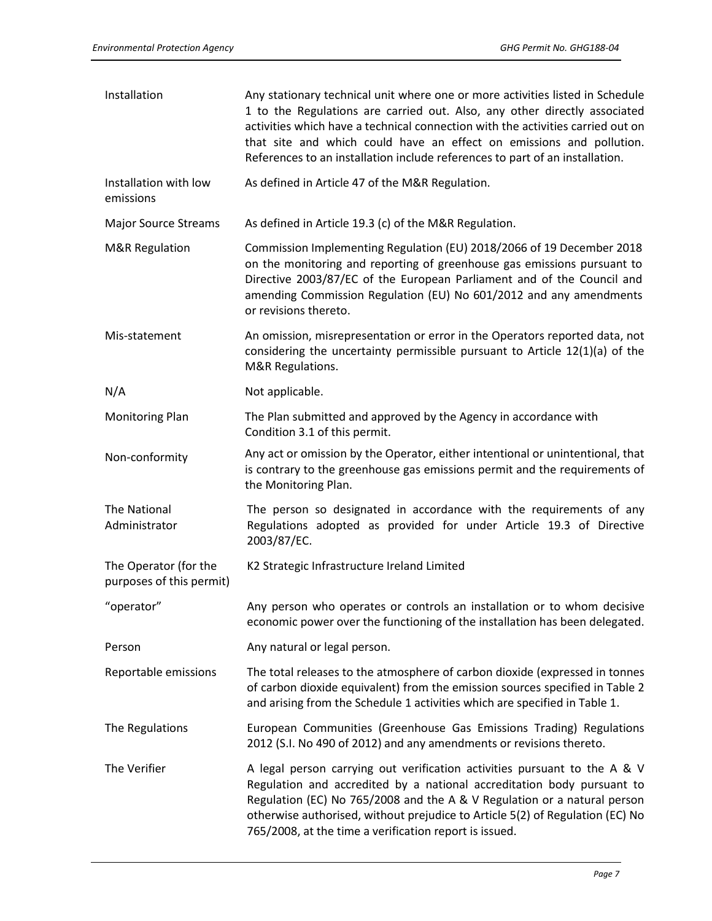| | |
|---|---|
| Installation | Any stationary technical unit where one or more activities listed in Schedule 1 to the Regulations are carried out. Also, any other directly associated activities which have a technical connection with the activities carried out on that site and which could have an effect on emissions and pollution. References to an installation include references to part of an installation. |
| Installation with low emissions | As defined in Article 47 of the M&R Regulation. |
| Major Source Streams | As defined in Article 19.3 (c) of the M&R Regulation. |
| M&R Regulation | Commission Implementing Regulation (EU) 2018/2066 of 19 December 2018 on the monitoring and reporting of greenhouse gas emissions pursuant to Directive 2003/87/EC of the European Parliament and of the Council and amending Commission Regulation (EU) No 601/2012 and any amendments or revisions thereto. |
| Mis-statement | An omission, misrepresentation or error in the Operators reported data, not considering the uncertainty permissible pursuant to Article 12(1)(a) of the M&R Regulations. |
| N/A | Not applicable. |
| Monitoring Plan | The Plan submitted and approved by the Agency in accordance with Condition 3.1 of this permit. |
| Non-conformity | Any act or omission by the Operator, either intentional or unintentional, that is contrary to the greenhouse gas emissions permit and the requirements of the Monitoring Plan. |
| The National Administrator | The person so designated in accordance with the requirements of any Regulations adopted as provided for under Article 19.3 of Directive 2003/87/EC. |
| The Operator (for the purposes of this permit) | K2 Strategic Infrastructure Ireland Limited |
| "operator" | Any person who operates or controls an installation or to whom decisive economic power over the functioning of the installation has been delegated. |
| Person | Any natural or legal person. |
| Reportable emissions | The total releases to the atmosphere of carbon dioxide (expressed in tonnes of carbon dioxide equivalent) from the emission sources specified in Table 2 and arising from the Schedule 1 activities which are specified in Table 1. |
| The Regulations | European Communities (Greenhouse Gas Emissions Trading) Regulations 2012 (S.I. No 490 of 2012) and any amendments or revisions thereto. |
| The Verifier | A legal person carrying out verification activities pursuant to the A & V Regulation and accredited by a national accreditation body pursuant to Regulation (EC) No 765/2008 and the A & V Regulation or a natural person otherwise authorised, without prejudice to Article 5(2) of Regulation (EC) No 765/2008, at the time a verification report is issued. |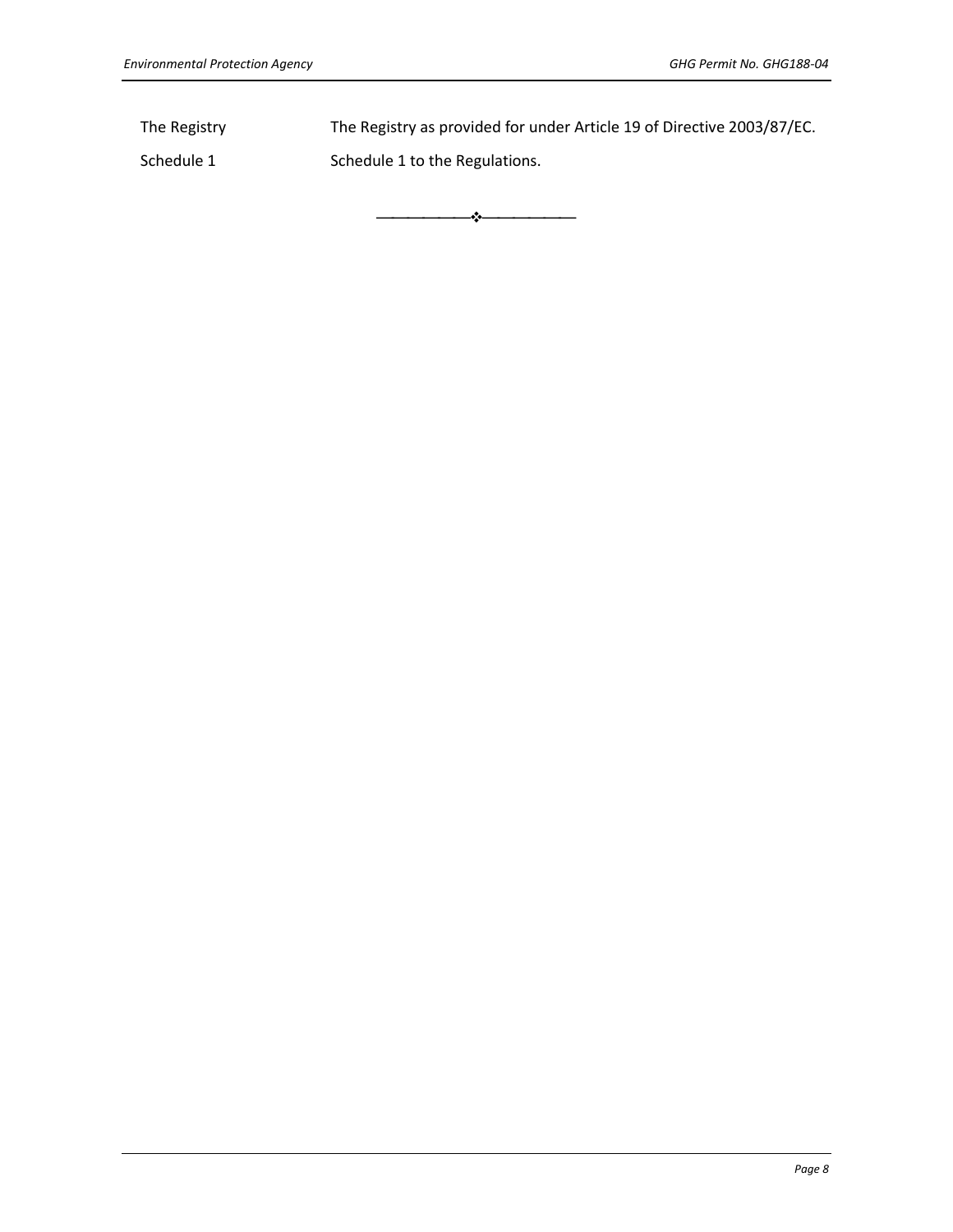| | |
|---|---|
| The Registry | The Registry as provided for under Article 19 of Directive 2003/87/EC. |
| Schedule 1 | Schedule 1 to the Regulations. |

❖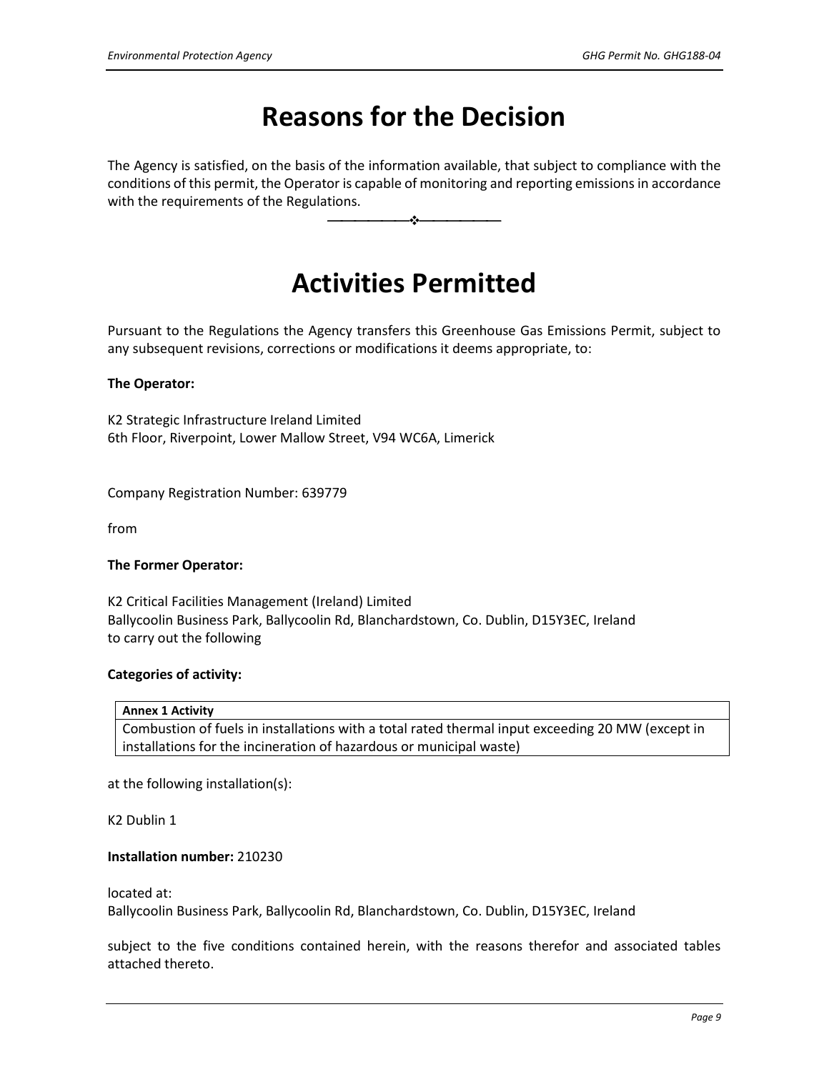# Reasons for the Decision

The Agency is satisfied, on the basis of the information available, that subject to compliance with the conditions of this permit, the Operator is capable of monitoring and reporting emissions in accordance with the requirements of the Regulations.

---

# Activities Permitted

Pursuant to the Regulations the Agency transfers this Greenhouse Gas Emissions Permit, subject to any subsequent revisions, corrections or modifications it deems appropriate, to:

**The Operator:**

K2 Strategic Infrastructure Ireland Limited
6th Floor, Riverpoint, Lower Mallow Street, V94 WC6A, Limerick

Company Registration Number: 639779

from

**The Former Operator:**

K2 Critical Facilities Management (Ireland) Limited
Ballycoolin Business Park, Ballycoolin Rd, Blanchardstown, Co. Dublin, D15Y3EC, Ireland
to carry out the following

**Categories of activity:**

| **Annex 1 Activity** |
| --- |
| Combustion of fuels in installations with a total rated thermal input exceeding 20 MW (except in installations for the incineration of hazardous or municipal waste) |

at the following installation(s):

K2 Dublin 1

**Installation number:** 210230

located at:
Ballycoolin Business Park, Ballycoolin Rd, Blanchardstown, Co. Dublin, D15Y3EC, Ireland

subject to the five conditions contained herein, with the reasons therefor and associated tables attached thereto.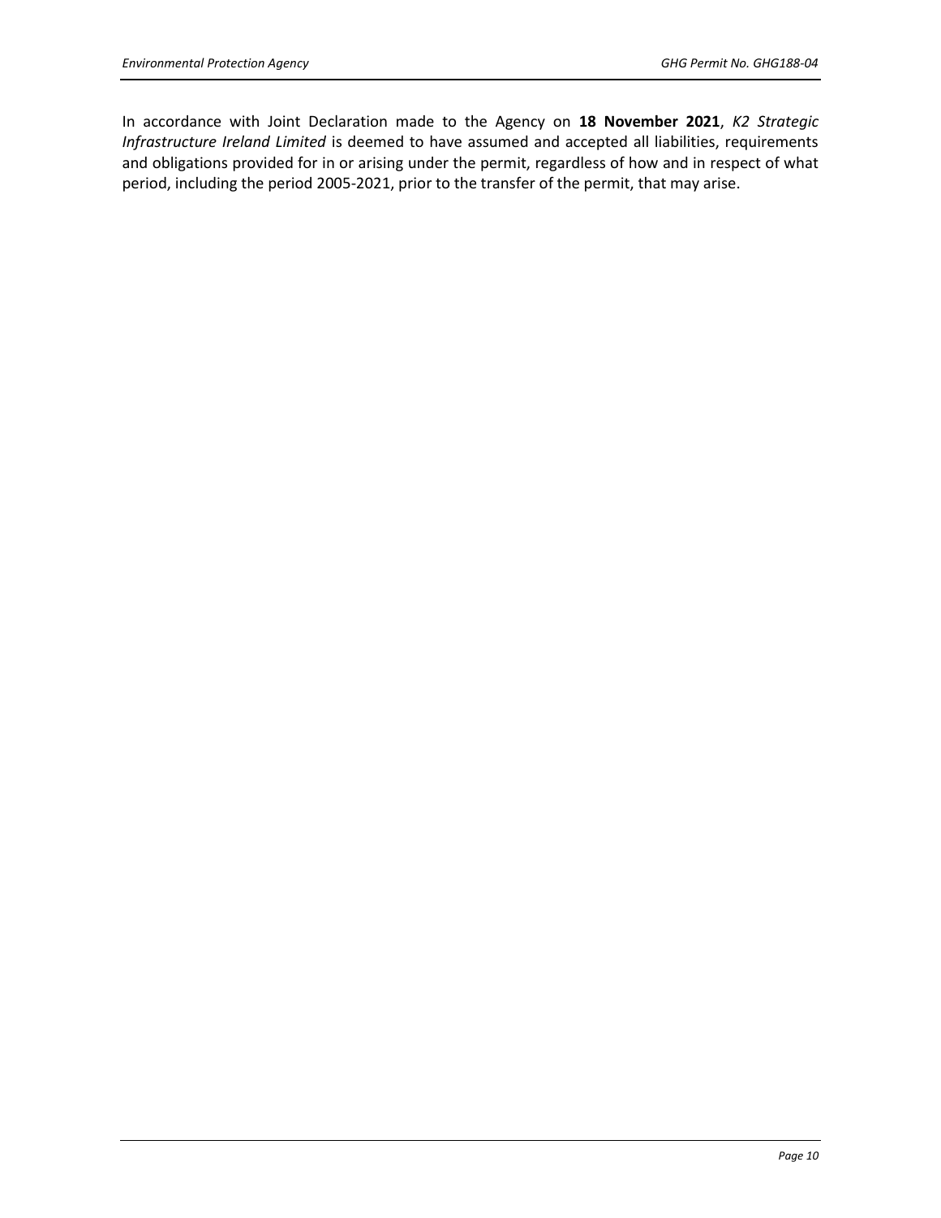In accordance with Joint Declaration made to the Agency on **18 November 2021**, *K2 Strategic Infrastructure Ireland Limited* is deemed to have assumed and accepted all liabilities, requirements and obligations provided for in or arising under the permit, regardless of how and in respect of what period, including the period 2005-2021, prior to the transfer of the permit, that may arise.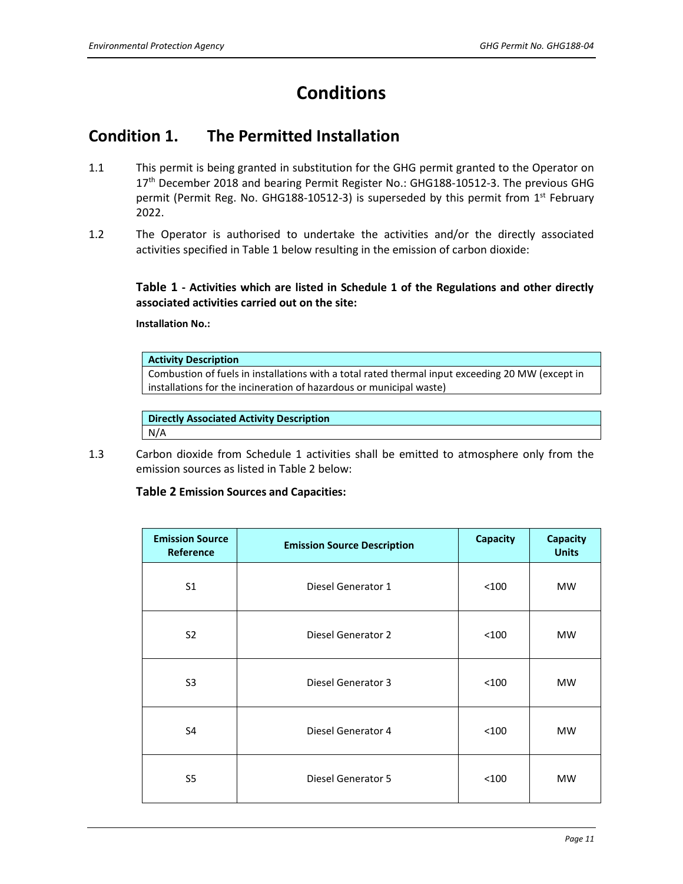# Conditions

## Condition 1. The Permitted Installation

1.1 This permit is being granted in substitution for the GHG permit granted to the Operator on 17th December 2018 and bearing Permit Register No.: GHG188-10512-3. The previous GHG permit (Permit Reg. No. GHG188-10512-3) is superseded by this permit from 1st February 2022.

1.2 The Operator is authorised to undertake the activities and/or the directly associated activities specified in Table 1 below resulting in the emission of carbon dioxide:

**Table 1 - Activities which are listed in Schedule 1 of the Regulations and other directly associated activities carried out on the site:**

**Installation No.:**

| Activity Description |
| --- |
| Combustion of fuels in installations with a total rated thermal input exceeding 20 MW (except in installations for the incineration of hazardous or municipal waste) |

| Directly Associated Activity Description |
| --- |
| N/A |

1.3 Carbon dioxide from Schedule 1 activities shall be emitted to atmosphere only from the emission sources as listed in Table 2 below:

**Table 2 Emission Sources and Capacities:**

| Emission Source Reference | Emission Source Description | Capacity | Capacity Units |
| --- | --- | --- | --- |
| S1 | Diesel Generator 1 | <100 | MW |
| S2 | Diesel Generator 2 | <100 | MW |
| S3 | Diesel Generator 3 | <100 | MW |
| S4 | Diesel Generator 4 | <100 | MW |
| S5 | Diesel Generator 5 | <100 | MW |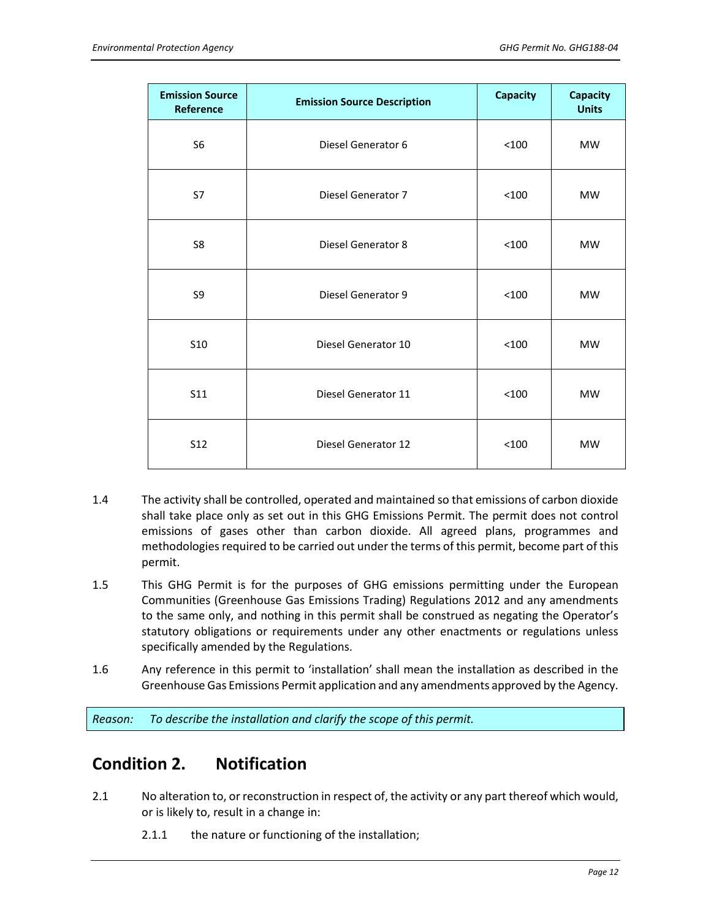| Emission Source Reference | Emission Source Description | Capacity | Capacity Units |
|---|---|---|---|
| S6 | Diesel Generator 6 | <100 | MW |
| S7 | Diesel Generator 7 | <100 | MW |
| S8 | Diesel Generator 8 | <100 | MW |
| S9 | Diesel Generator 9 | <100 | MW |
| S10 | Diesel Generator 10 | <100 | MW |
| S11 | Diesel Generator 11 | <100 | MW |
| S12 | Diesel Generator 12 | <100 | MW |

1.4 The activity shall be controlled, operated and maintained so that emissions of carbon dioxide shall take place only as set out in this GHG Emissions Permit. The permit does not control emissions of gases other than carbon dioxide. All agreed plans, programmes and methodologies required to be carried out under the terms of this permit, become part of this permit.

1.5 This GHG Permit is for the purposes of GHG emissions permitting under the European Communities (Greenhouse Gas Emissions Trading) Regulations 2012 and any amendments to the same only, and nothing in this permit shall be construed as negating the Operator's statutory obligations or requirements under any other enactments or regulations unless specifically amended by the Regulations.

1.6 Any reference in this permit to 'installation' shall mean the installation as described in the Greenhouse Gas Emissions Permit application and any amendments approved by the Agency.

*Reason: To describe the installation and clarify the scope of this permit.*

## Condition 2. Notification

2.1 No alteration to, or reconstruction in respect of, the activity or any part thereof which would, or is likely to, result in a change in:

2.1.1 the nature or functioning of the installation;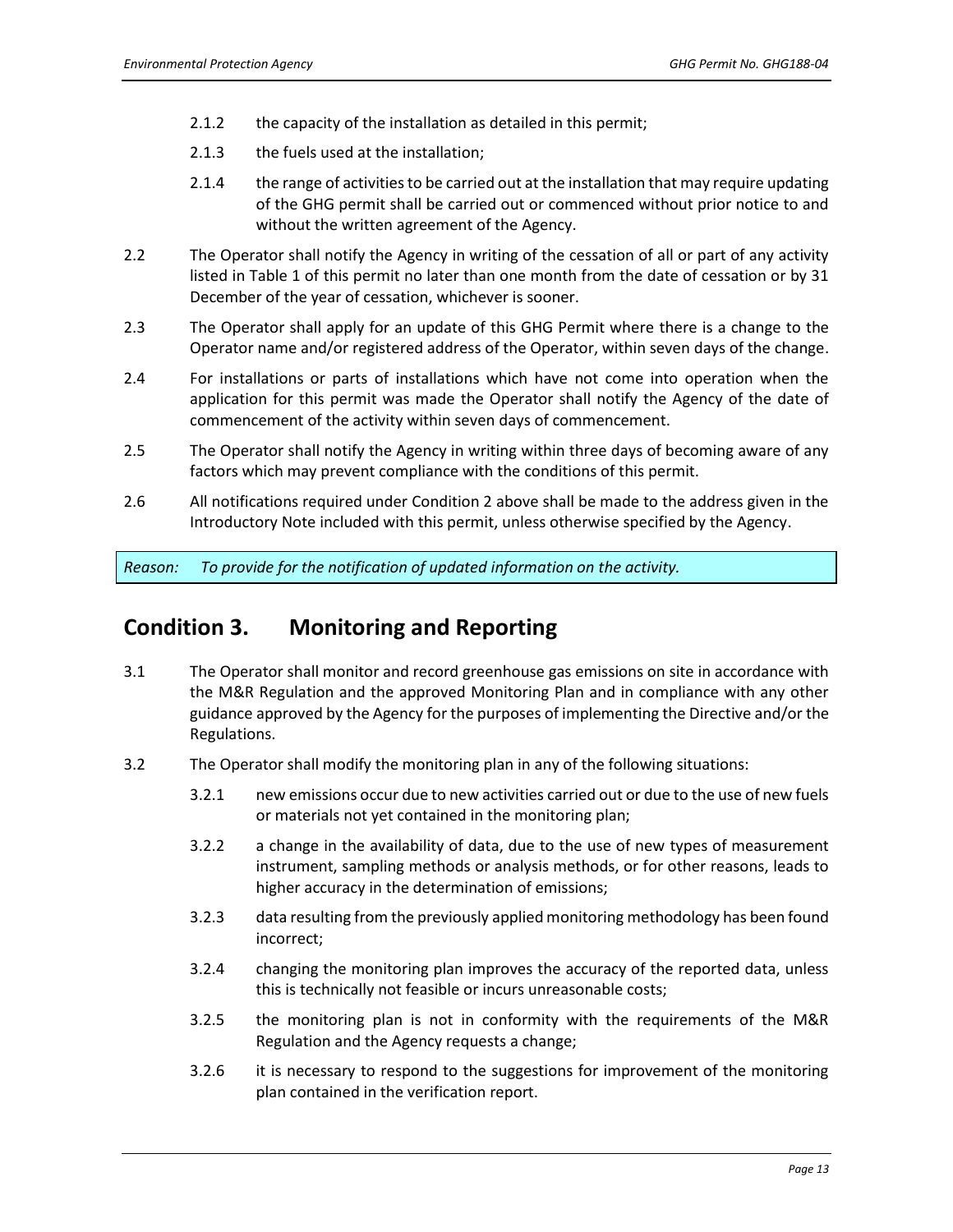2.1.2 the capacity of the installation as detailed in this permit;

2.1.3 the fuels used at the installation;

2.1.4 the range of activities to be carried out at the installation that may require updating of the GHG permit shall be carried out or commenced without prior notice to and without the written agreement of the Agency.

2.2 The Operator shall notify the Agency in writing of the cessation of all or part of any activity listed in Table 1 of this permit no later than one month from the date of cessation or by 31 December of the year of cessation, whichever is sooner.

2.3 The Operator shall apply for an update of this GHG Permit where there is a change to the Operator name and/or registered address of the Operator, within seven days of the change.

2.4 For installations or parts of installations which have not come into operation when the application for this permit was made the Operator shall notify the Agency of the date of commencement of the activity within seven days of commencement.

2.5 The Operator shall notify the Agency in writing within three days of becoming aware of any factors which may prevent compliance with the conditions of this permit.

2.6 All notifications required under Condition 2 above shall be made to the address given in the Introductory Note included with this permit, unless otherwise specified by the Agency.

*Reason: To provide for the notification of updated information on the activity.*

## Condition 3. Monitoring and Reporting

3.1 The Operator shall monitor and record greenhouse gas emissions on site in accordance with the M&R Regulation and the approved Monitoring Plan and in compliance with any other guidance approved by the Agency for the purposes of implementing the Directive and/or the Regulations.

3.2 The Operator shall modify the monitoring plan in any of the following situations:

3.2.1 new emissions occur due to new activities carried out or due to the use of new fuels or materials not yet contained in the monitoring plan;

3.2.2 a change in the availability of data, due to the use of new types of measurement instrument, sampling methods or analysis methods, or for other reasons, leads to higher accuracy in the determination of emissions;

3.2.3 data resulting from the previously applied monitoring methodology has been found incorrect;

3.2.4 changing the monitoring plan improves the accuracy of the reported data, unless this is technically not feasible or incurs unreasonable costs;

3.2.5 the monitoring plan is not in conformity with the requirements of the M&R Regulation and the Agency requests a change;

3.2.6 it is necessary to respond to the suggestions for improvement of the monitoring plan contained in the verification report.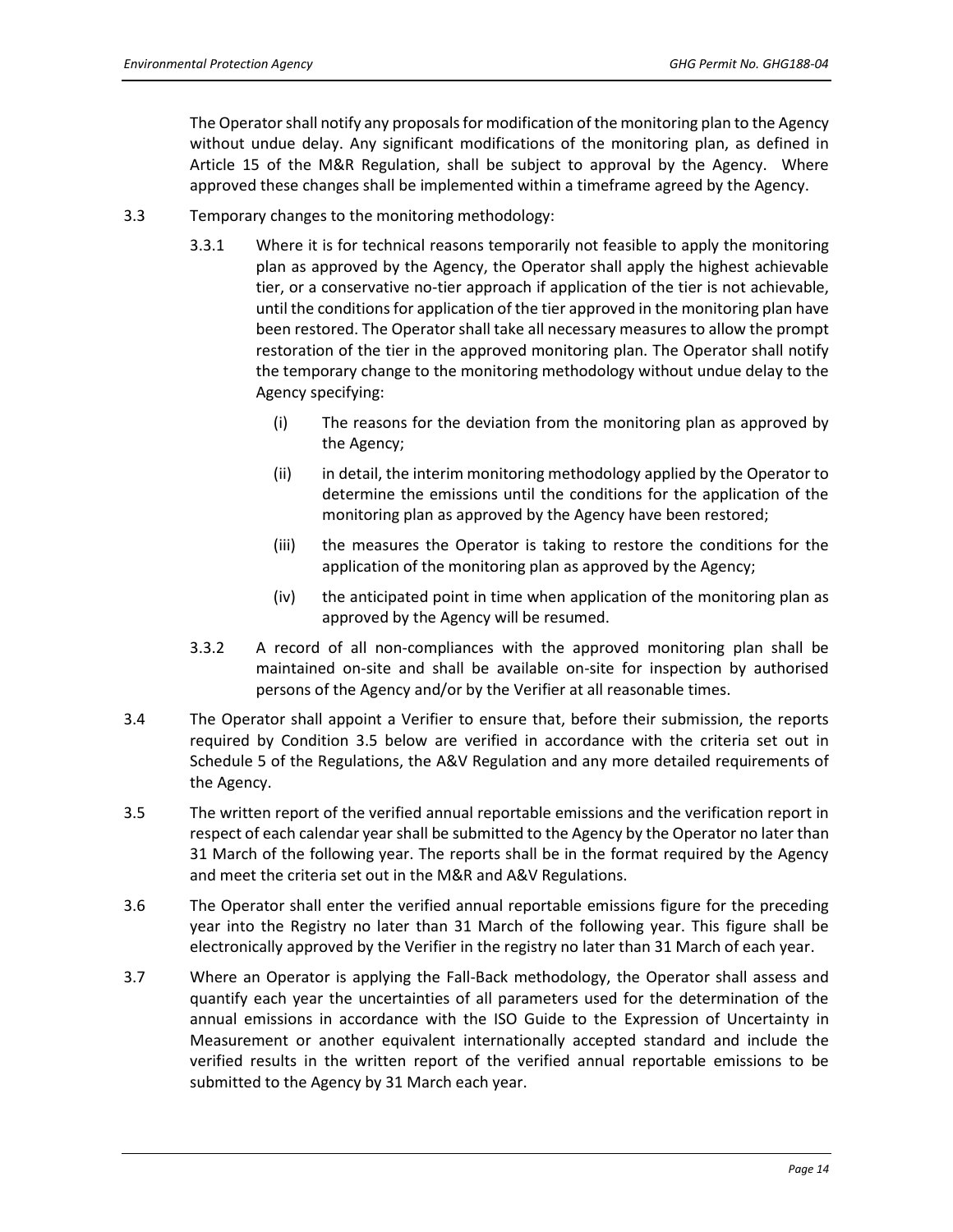The Operator shall notify any proposals for modification of the monitoring plan to the Agency without undue delay. Any significant modifications of the monitoring plan, as defined in Article 15 of the M&R Regulation, shall be subject to approval by the Agency. Where approved these changes shall be implemented within a timeframe agreed by the Agency.

3.3 Temporary changes to the monitoring methodology:

3.3.1 Where it is for technical reasons temporarily not feasible to apply the monitoring plan as approved by the Agency, the Operator shall apply the highest achievable tier, or a conservative no-tier approach if application of the tier is not achievable, until the conditions for application of the tier approved in the monitoring plan have been restored. The Operator shall take all necessary measures to allow the prompt restoration of the tier in the approved monitoring plan. The Operator shall notify the temporary change to the monitoring methodology without undue delay to the Agency specifying:

(i) The reasons for the deviation from the monitoring plan as approved by the Agency;

(ii) in detail, the interim monitoring methodology applied by the Operator to determine the emissions until the conditions for the application of the monitoring plan as approved by the Agency have been restored;

(iii) the measures the Operator is taking to restore the conditions for the application of the monitoring plan as approved by the Agency;

(iv) the anticipated point in time when application of the monitoring plan as approved by the Agency will be resumed.

3.3.2 A record of all non-compliances with the approved monitoring plan shall be maintained on-site and shall be available on-site for inspection by authorised persons of the Agency and/or by the Verifier at all reasonable times.

3.4 The Operator shall appoint a Verifier to ensure that, before their submission, the reports required by Condition 3.5 below are verified in accordance with the criteria set out in Schedule 5 of the Regulations, the A&V Regulation and any more detailed requirements of the Agency.

3.5 The written report of the verified annual reportable emissions and the verification report in respect of each calendar year shall be submitted to the Agency by the Operator no later than 31 March of the following year. The reports shall be in the format required by the Agency and meet the criteria set out in the M&R and A&V Regulations.

3.6 The Operator shall enter the verified annual reportable emissions figure for the preceding year into the Registry no later than 31 March of the following year. This figure shall be electronically approved by the Verifier in the registry no later than 31 March of each year.

3.7 Where an Operator is applying the Fall-Back methodology, the Operator shall assess and quantify each year the uncertainties of all parameters used for the determination of the annual emissions in accordance with the ISO Guide to the Expression of Uncertainty in Measurement or another equivalent internationally accepted standard and include the verified results in the written report of the verified annual reportable emissions to be submitted to the Agency by 31 March each year.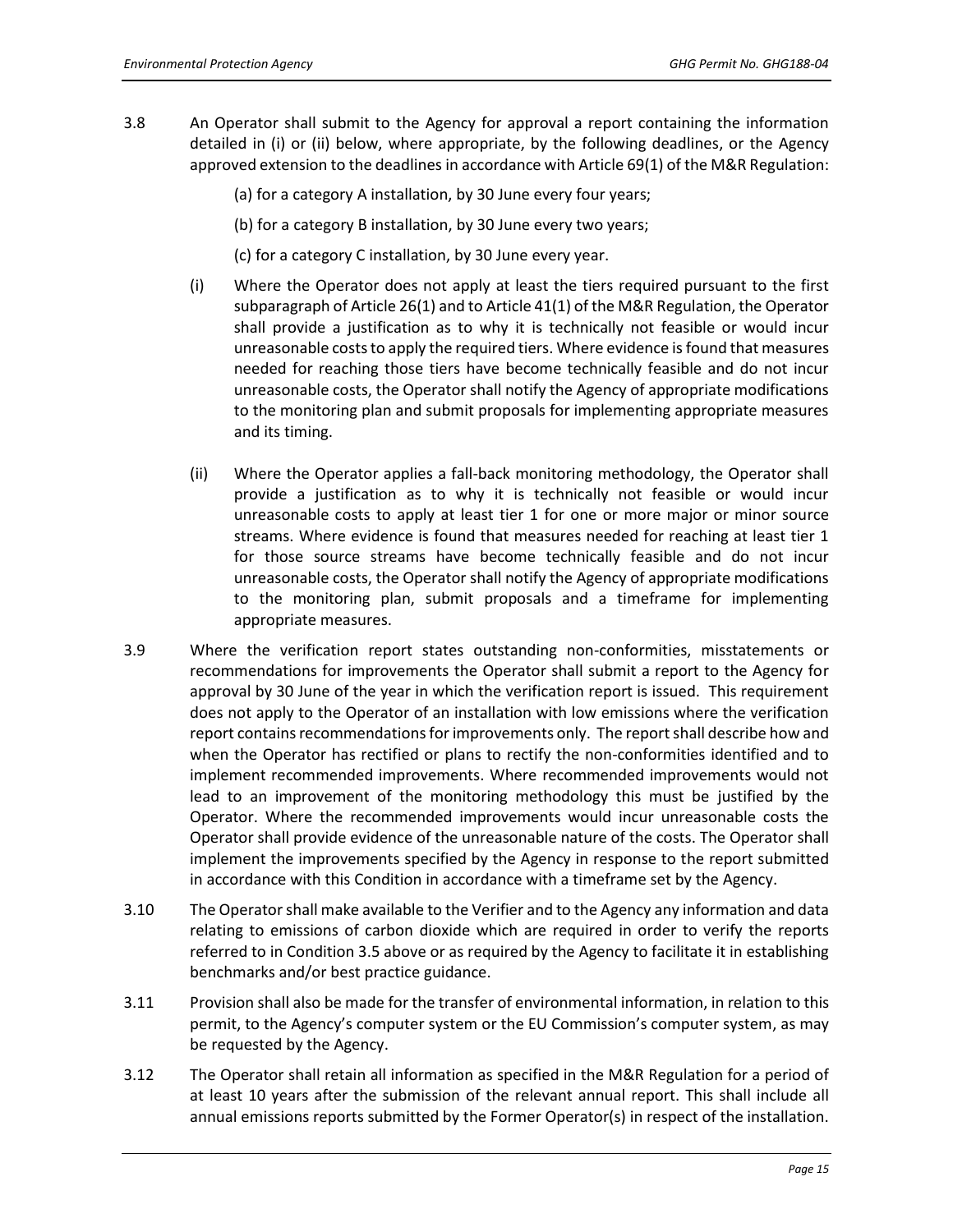3.8 An Operator shall submit to the Agency for approval a report containing the information detailed in (i) or (ii) below, where appropriate, by the following deadlines, or the Agency approved extension to the deadlines in accordance with Article 69(1) of the M&R Regulation:

(a) for a category A installation, by 30 June every four years;

(b) for a category B installation, by 30 June every two years;

(c) for a category C installation, by 30 June every year.

(i) Where the Operator does not apply at least the tiers required pursuant to the first subparagraph of Article 26(1) and to Article 41(1) of the M&R Regulation, the Operator shall provide a justification as to why it is technically not feasible or would incur unreasonable costs to apply the required tiers. Where evidence is found that measures needed for reaching those tiers have become technically feasible and do not incur unreasonable costs, the Operator shall notify the Agency of appropriate modifications to the monitoring plan and submit proposals for implementing appropriate measures and its timing.

(ii) Where the Operator applies a fall-back monitoring methodology, the Operator shall provide a justification as to why it is technically not feasible or would incur unreasonable costs to apply at least tier 1 for one or more major or minor source streams. Where evidence is found that measures needed for reaching at least tier 1 for those source streams have become technically feasible and do not incur unreasonable costs, the Operator shall notify the Agency of appropriate modifications to the monitoring plan, submit proposals and a timeframe for implementing appropriate measures.

3.9 Where the verification report states outstanding non-conformities, misstatements or recommendations for improvements the Operator shall submit a report to the Agency for approval by 30 June of the year in which the verification report is issued. This requirement does not apply to the Operator of an installation with low emissions where the verification report contains recommendations for improvements only. The report shall describe how and when the Operator has rectified or plans to rectify the non-conformities identified and to implement recommended improvements. Where recommended improvements would not lead to an improvement of the monitoring methodology this must be justified by the Operator. Where the recommended improvements would incur unreasonable costs the Operator shall provide evidence of the unreasonable nature of the costs. The Operator shall implement the improvements specified by the Agency in response to the report submitted in accordance with this Condition in accordance with a timeframe set by the Agency.

3.10 The Operator shall make available to the Verifier and to the Agency any information and data relating to emissions of carbon dioxide which are required in order to verify the reports referred to in Condition 3.5 above or as required by the Agency to facilitate it in establishing benchmarks and/or best practice guidance.

3.11 Provision shall also be made for the transfer of environmental information, in relation to this permit, to the Agency's computer system or the EU Commission's computer system, as may be requested by the Agency.

3.12 The Operator shall retain all information as specified in the M&R Regulation for a period of at least 10 years after the submission of the relevant annual report. This shall include all annual emissions reports submitted by the Former Operator(s) in respect of the installation.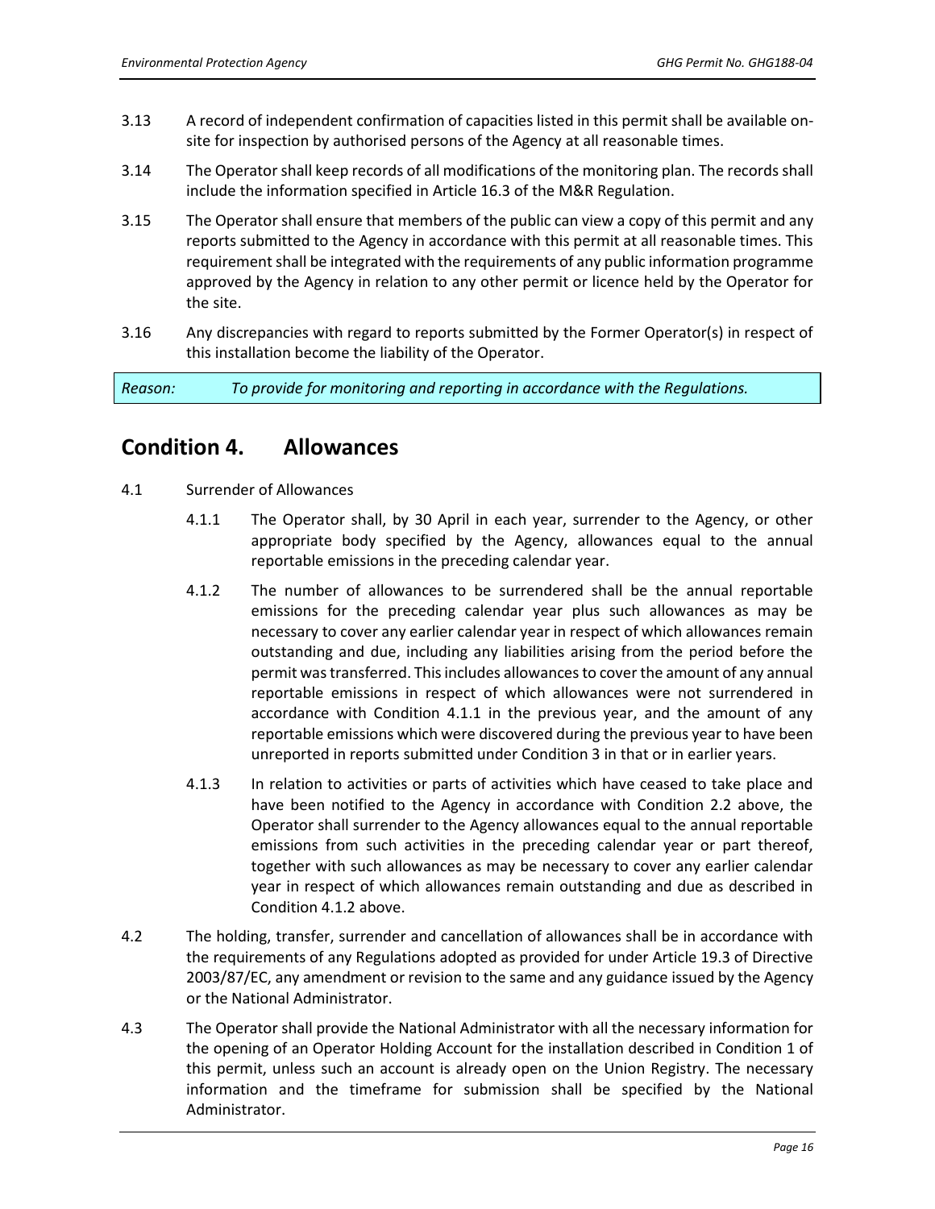3.13 A record of independent confirmation of capacities listed in this permit shall be available on-site for inspection by authorised persons of the Agency at all reasonable times.

3.14 The Operator shall keep records of all modifications of the monitoring plan. The records shall include the information specified in Article 16.3 of the M&R Regulation.

3.15 The Operator shall ensure that members of the public can view a copy of this permit and any reports submitted to the Agency in accordance with this permit at all reasonable times. This requirement shall be integrated with the requirements of any public information programme approved by the Agency in relation to any other permit or licence held by the Operator for the site.

3.16 Any discrepancies with regard to reports submitted by the Former Operator(s) in respect of this installation become the liability of the Operator.

*Reason: To provide for monitoring and reporting in accordance with the Regulations.*

## Condition 4. Allowances

4.1 Surrender of Allowances

4.1.1 The Operator shall, by 30 April in each year, surrender to the Agency, or other appropriate body specified by the Agency, allowances equal to the annual reportable emissions in the preceding calendar year.

4.1.2 The number of allowances to be surrendered shall be the annual reportable emissions for the preceding calendar year plus such allowances as may be necessary to cover any earlier calendar year in respect of which allowances remain outstanding and due, including any liabilities arising from the period before the permit was transferred. This includes allowances to cover the amount of any annual reportable emissions in respect of which allowances were not surrendered in accordance with Condition 4.1.1 in the previous year, and the amount of any reportable emissions which were discovered during the previous year to have been unreported in reports submitted under Condition 3 in that or in earlier years.

4.1.3 In relation to activities or parts of activities which have ceased to take place and have been notified to the Agency in accordance with Condition 2.2 above, the Operator shall surrender to the Agency allowances equal to the annual reportable emissions from such activities in the preceding calendar year or part thereof, together with such allowances as may be necessary to cover any earlier calendar year in respect of which allowances remain outstanding and due as described in Condition 4.1.2 above.

4.2 The holding, transfer, surrender and cancellation of allowances shall be in accordance with the requirements of any Regulations adopted as provided for under Article 19.3 of Directive 2003/87/EC, any amendment or revision to the same and any guidance issued by the Agency or the National Administrator.

4.3 The Operator shall provide the National Administrator with all the necessary information for the opening of an Operator Holding Account for the installation described in Condition 1 of this permit, unless such an account is already open on the Union Registry. The necessary information and the timeframe for submission shall be specified by the National Administrator.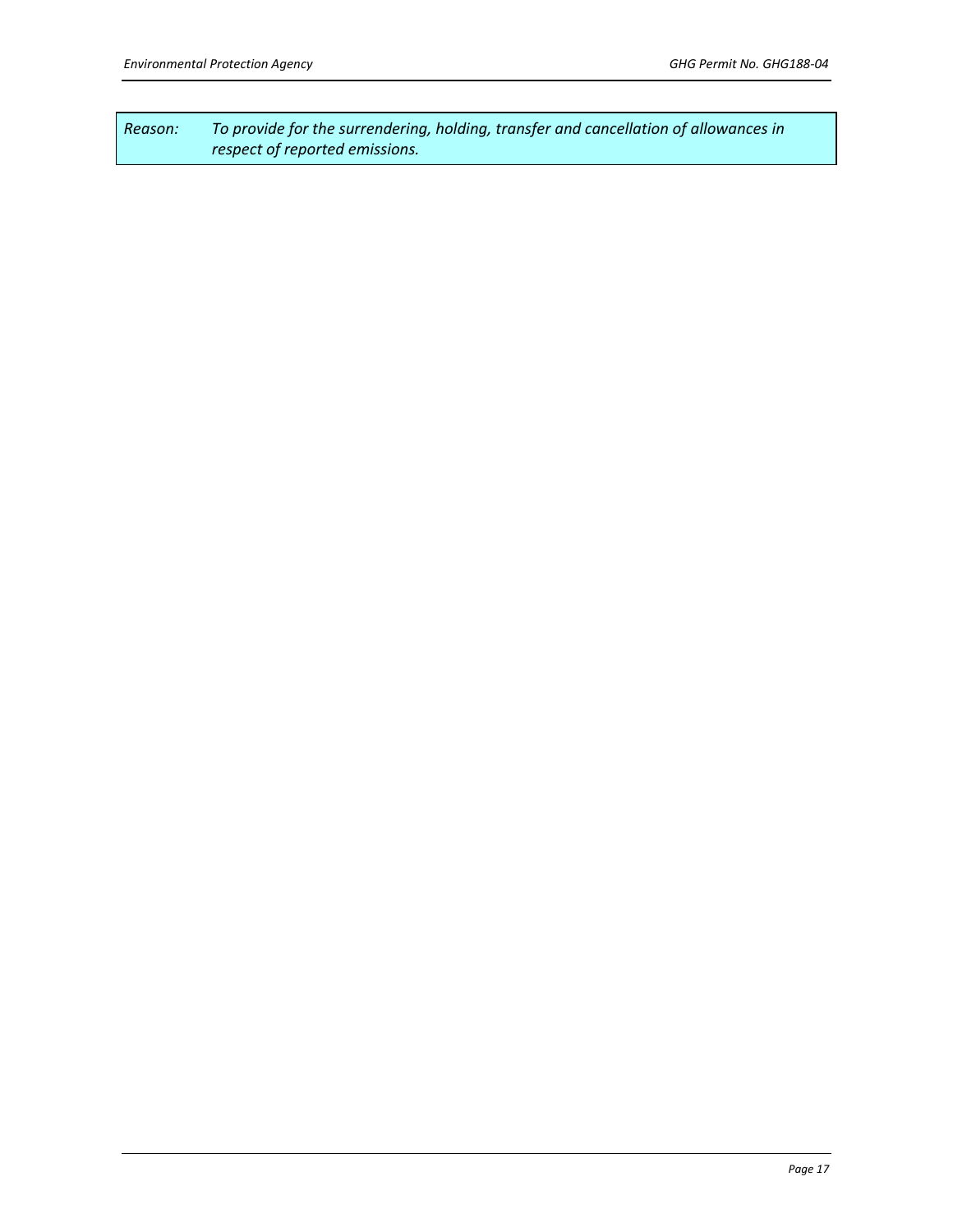*Reason: To provide for the surrendering, holding, transfer and cancellation of allowances in respect of reported emissions.*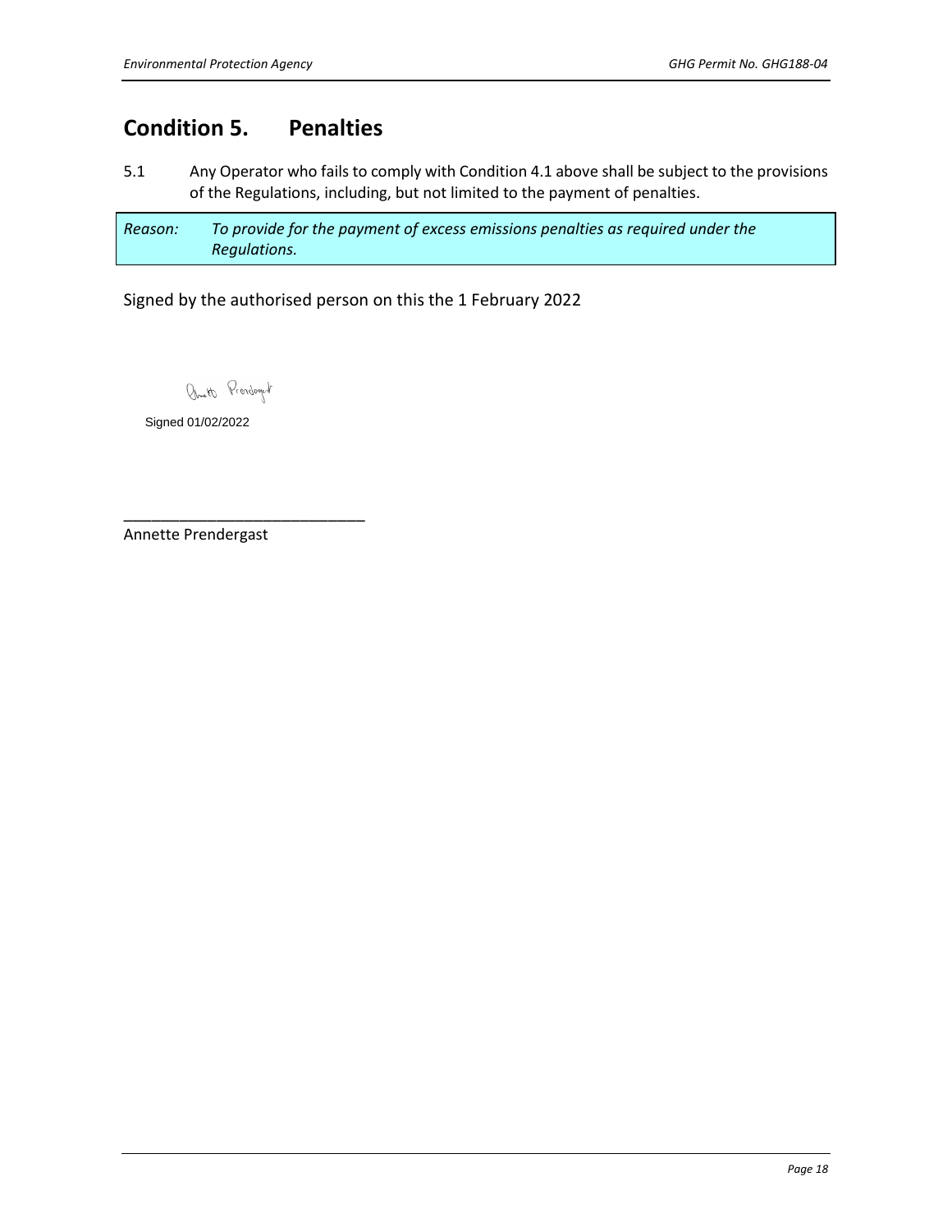## Condition 5. Penalties

5.1 Any Operator who fails to comply with Condition 4.1 above shall be subject to the provisions of the Regulations, including, but not limited to the payment of penalties.

| | |
|---|---|
| *Reason:* | *To provide for the payment of excess emissions penalties as required under the Regulations.* |

Signed by the authorised person on this the 1 February 2022

Signed 01/02/2022

_____________________________

Annette Prendergast